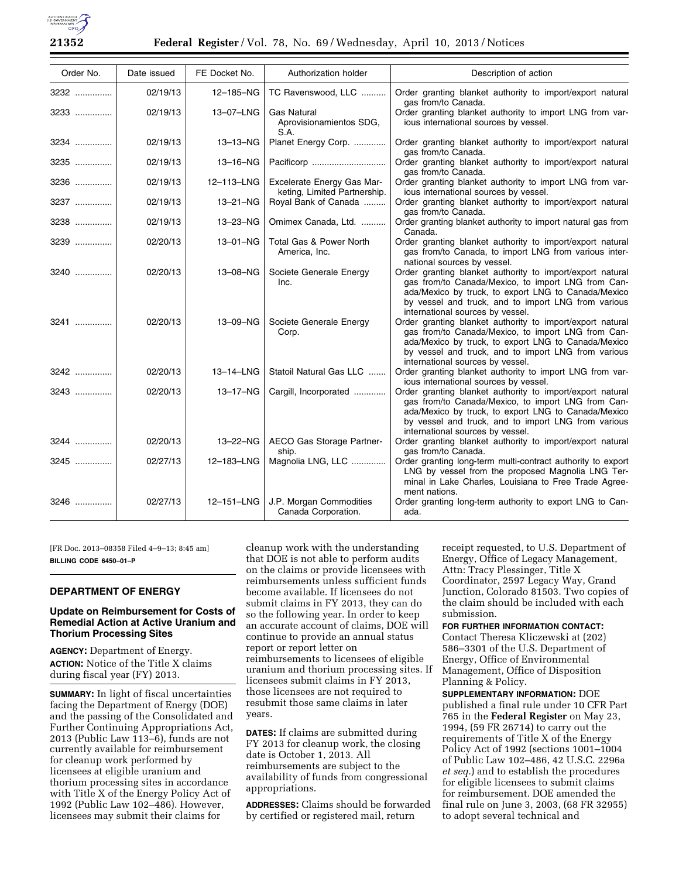| Order No. | Date issued | FE Docket No. | Authorization holder | Description of action |
|---|---|---|---|---|
| 3232 | 02/19/13 | 12–185–NG | TC Ravenswood, LLC | Order granting blanket authority to import/export natural gas from/to Canada. |
| 3233 | 02/19/13 | 13–07–LNG | Gas Natural Aprovisionamientos SDG, S.A. | Order granting blanket authority to import LNG from various international sources by vessel. |
| 3234 | 02/19/13 | 13–13–NG | Planet Energy Corp. | Order granting blanket authority to import/export natural gas from/to Canada. |
| 3235 | 02/19/13 | 13–16–NG | Pacificorp | Order granting blanket authority to import/export natural gas from/to Canada. |
| 3236 | 02/19/13 | 12–113–LNG | Excelerate Energy Gas Marketing, Limited Partnership. | Order granting blanket authority to import LNG from various international sources by vessel. |
| 3237 | 02/19/13 | 13–21–NG | Royal Bank of Canada | Order granting blanket authority to import/export natural gas from/to Canada. |
| 3238 | 02/19/13 | 13–23–NG | Omimex Canada, Ltd. | Order granting blanket authority to import natural gas from Canada. |
| 3239 | 02/20/13 | 13–01–NG | Total Gas & Power North America, Inc. | Order granting blanket authority to import/export natural gas from/to Canada, to import LNG from various international sources by vessel. |
| 3240 | 02/20/13 | 13–08–NG | Societe Generale Energy Inc. | Order granting blanket authority to import/export natural gas from/to Canada/Mexico, to import LNG from Canada/Mexico by truck, to export LNG to Canada/Mexico by vessel and truck, and to import LNG from various international sources by vessel. |
| 3241 | 02/20/13 | 13–09–NG | Societe Generale Energy Corp. | Order granting blanket authority to import/export natural gas from/to Canada/Mexico, to import LNG from Canada/Mexico by truck, to export LNG to Canada/Mexico by vessel and truck, and to import LNG from various international sources by vessel. |
| 3242 | 02/20/13 | 13–14–LNG | Statoil Natural Gas LLC | Order granting blanket authority to import LNG from various international sources by vessel. |
| 3243 | 02/20/13 | 13–17–NG | Cargill, Incorporated | Order granting blanket authority to import/export natural gas from/to Canada/Mexico, to import LNG from Canada/Mexico by truck, to export LNG to Canada/Mexico by vessel and truck, and to import LNG from various international sources by vessel. |
| 3244 | 02/20/13 | 13–22–NG | AECO Gas Storage Partnership. | Order granting blanket authority to import/export natural gas from/to Canada. |
| 3245 | 02/27/13 | 12–183–LNG | Magnolia LNG, LLC | Order granting long-term multi-contract authority to export LNG by vessel from the proposed Magnolia LNG Terminal in Lake Charles, Louisiana to Free Trade Agreement nations. |
| 3246 | 02/27/13 | 12–151–LNG | J.P. Morgan Commodities Canada Corporation. | Order granting long-term authority to export LNG to Canada. |

[FR Doc. 2013–08358 Filed 4–9–13; 8:45 am]

**BILLING CODE 6450–01–P**

## DEPARTMENT OF ENERGY

### Update on Reimbursement for Costs of Remedial Action at Active Uranium and Thorium Processing Sites

**AGENCY:** Department of Energy.

**ACTION:** Notice of the Title X claims during fiscal year (FY) 2013.

**SUMMARY:** In light of fiscal uncertainties facing the Department of Energy (DOE) and the passing of the Consolidated and Further Continuing Appropriations Act, 2013 (Public Law 113–6), funds are not currently available for reimbursement for cleanup work performed by licensees at eligible uranium and thorium processing sites in accordance with Title X of the Energy Policy Act of 1992 (Public Law 102–486). However, licensees may submit their claims for cleanup work with the understanding that DOE is not able to perform audits on the claims or provide licensees with reimbursements unless sufficient funds become available. If licensees do not submit claims in FY 2013, they can do so the following year. In order to keep an accurate account of claims, DOE will continue to provide an annual status report or report letter on reimbursements to licensees of eligible uranium and thorium processing sites. If licensees submit claims in FY 2013, those licensees are not required to resubmit those same claims in later years.

**DATES:** If claims are submitted during FY 2013 for cleanup work, the closing date is October 1, 2013. All reimbursements are subject to the availability of funds from congressional appropriations.

**ADDRESSES:** Claims should be forwarded by certified or registered mail, return receipt requested, to U.S. Department of Energy, Office of Legacy Management, Attn: Tracy Plessinger, Title X Coordinator, 2597 Legacy Way, Grand Junction, Colorado 81503. Two copies of the claim should be included with each submission.

**FOR FURTHER INFORMATION CONTACT:** Contact Theresa Kliczewski at (202) 586–3301 of the U.S. Department of Energy, Office of Environmental Management, Office of Disposition Planning & Policy.

**SUPPLEMENTARY INFORMATION:** DOE published a final rule under 10 CFR Part 765 in the **Federal Register** on May 23, 1994, (59 FR 26714) to carry out the requirements of Title X of the Energy Policy Act of 1992 (sections 1001–1004 of Public Law 102–486, 42 U.S.C. 2296a *et seq.*) and to establish the procedures for eligible licensees to submit claims for reimbursement. DOE amended the final rule on June 3, 2003, (68 FR 32955) to adopt several technical and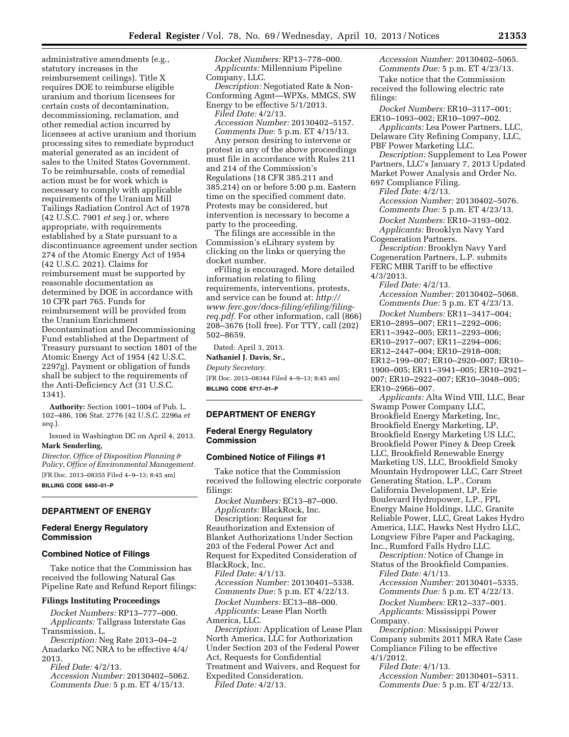administrative amendments (e.g., statutory increases in the reimbursement ceilings). Title X requires DOE to reimburse eligible uranium and thorium licensees for certain costs of decontamination, decommissioning, reclamation, and other remedial action incurred by licensees at active uranium and thorium processing sites to remediate byproduct material generated as an incident of sales to the United States Government. To be reimbursable, costs of remedial action must be for work which is necessary to comply with applicable requirements of the Uranium Mill Tailings Radiation Control Act of 1978 (42 U.S.C. 7901 *et seq.*) or, where appropriate, with requirements established by a State pursuant to a discontinuance agreement under section 274 of the Atomic Energy Act of 1954 (42 U.S.C. 2021). Claims for reimbursement must be supported by reasonable documentation as determined by DOE in accordance with 10 CFR part 765. Funds for reimbursement will be provided from the Uranium Enrichment Decontamination and Decommissioning Fund established at the Department of Treasury pursuant to section 1801 of the Atomic Energy Act of 1954 (42 U.S.C. 2297g). Payment or obligation of funds shall be subject to the requirements of the Anti-Deficiency Act (31 U.S.C. 1341).

**Authority:** Section 1001–1004 of Pub. L. 102–486, 106 Stat. 2776 (42 U.S.C. 2296a *et seq.*).

Issued in Washington DC on April 4, 2013.

**Mark Senderling,**

*Director, Office of Disposition Planning & Policy, Office of Environmental Management.*

[FR Doc. 2013–08355 Filed 4–9–13; 8:45 am]

**BILLING CODE 6450–01–P**

## DEPARTMENT OF ENERGY

### Federal Energy Regulatory Commission

### Combined Notice of Filings

Take notice that the Commission has received the following Natural Gas Pipeline Rate and Refund Report filings:

#### Filings Instituting Proceedings

*Docket Numbers:* RP13–777–000.
*Applicants:* Tallgrass Interstate Gas Transmission, L.
*Description:* Neg Rate 2013–04–2 Anadarko NC NRA to be effective 4/4/2013.
*Filed Date:* 4/2/13.
*Accession Number:* 20130402–5062.
*Comments Due:* 5 p.m. ET 4/15/13.

*Docket Numbers:* RP13–778–000.
*Applicants:* Millennium Pipeline Company, LLC.
*Description:* Negotiated Rate & Non-Conforming Agmt—WPXs, MMGS, SW Energy to be effective 5/1/2013.
*Filed Date:* 4/2/13.
*Accession Number:* 20130402–5157.
*Comments Due:* 5 p.m. ET 4/15/13.

Any person desiring to intervene or protest in any of the above proceedings must file in accordance with Rules 211 and 214 of the Commission's Regulations (18 CFR 385.211 and 385.214) on or before 5:00 p.m. Eastern time on the specified comment date. Protests may be considered, but intervention is necessary to become a party to the proceeding.

The filings are accessible in the Commission's eLibrary system by clicking on the links or querying the docket number.

eFiling is encouraged. More detailed information relating to filing requirements, interventions, protests, and service can be found at: *http://www.ferc.gov/docs-filing/efiling/filing-req.pdf.* For other information, call (866) 208–3676 (toll free). For TTY, call (202) 502–8659.

Dated: April 3, 2013.

**Nathaniel J. Davis, Sr.,**

*Deputy Secretary.*

[FR Doc. 2013–08344 Filed 4–9–13; 8:45 am]

**BILLING CODE 6717–01–P**

## DEPARTMENT OF ENERGY

### Federal Energy Regulatory Commission

### Combined Notice of Filings #1

Take notice that the Commission received the following electric corporate filings:

*Docket Numbers:* EC13–87–000.
*Applicants:* BlackRock, Inc.
Description: Request for Reauthorization and Extension of Blanket Authorizations Under Section 203 of the Federal Power Act and Request for Expedited Consideration of BlackRock, Inc.
*Filed Date:* 4/1/13.
*Accession Number:* 20130401–5338.
*Comments Due:* 5 p.m. ET 4/22/13.

*Docket Numbers:* EC13–88–000.
*Applicants:* Lease Plan North America, LLC.
*Description:* Application of Lease Plan North America, LLC for Authorization Under Section 203 of the Federal Power Act, Requests for Confidential Treatment and Waivers, and Request for Expedited Consideration.
*Filed Date:* 4/2/13.
*Accession Number:* 20130402–5065.
*Comments Due:* 5 p.m. ET 4/23/13.

Take notice that the Commission received the following electric rate filings:

*Docket Numbers:* ER10–3117–001; ER10–1093–002; ER10–1097–002.
*Applicants:* Lea Power Partners, LLC, Delaware City Refining Company, LLC, PBF Power Marketing LLC.
*Description:* Supplement to Lea Power Partners, LLC's January 7, 2013 Updated Market Power Analysis and Order No. 697 Compliance Filing.
*Filed Date:* 4/2/13.
*Accession Number:* 20130402–5076.
*Comments Due:* 5 p.m. ET 4/23/13.

*Docket Numbers:* ER10–3193–002.
*Applicants:* Brooklyn Navy Yard Cogeneration Partners.
*Description:* Brooklyn Navy Yard Cogeneration Partners, L.P. submits FERC MBR Tariff to be effective 4/3/2013.
*Filed Date:* 4/2/13.
*Accession Number:* 20130402–5068.
*Comments Due:* 5 p.m. ET 4/23/13.

*Docket Numbers:* ER11–3417–004; ER10–2895–007; ER11–2292–006; ER11–3942–005; ER11–2293–006; ER10–2917–007; ER11–2294–006; ER12–2447–004; ER10–2918–008; ER12–199–007; ER10–2920–007; ER10–1900–005; ER11–3941–005; ER10–2921–007; ER10–2922–007; ER10–3048–005; ER10–2966–007.
*Applicants:* Alta Wind VIII, LLC, Bear Swamp Power Company LLC, Brookfield Energy Marketing, Inc, Brookfield Energy Marketing, LP, Brookfield Energy Marketing US LLC, Brookfield Power Piney & Deep Creek LLC, Brookfield Renewable Energy Marketing US, LLC, Brookfield Smoky Mountain Hydropower LLC, Carr Street Generating Station, L.P., Coram California Development, LP, Erie Boulevard Hydropower, L.P., FPL Energy Maine Holdings, LLC, Granite Reliable Power, LLC, Great Lakes Hydro America, LLC, Hawks Nest Hydro LLC, Longview Fibre Paper and Packaging, Inc., Rumford Falls Hydro LLC.
*Description:* Notice of Change in Status of the Brookfield Companies.
*Filed Date:* 4/1/13.
*Accession Number:* 20130401–5335.
*Comments Due:* 5 p.m. ET 4/22/13.

*Docket Numbers:* ER12–337–001.
*Applicants:* Mississippi Power Company.
*Description:* Mississippi Power Company submits 2011 MRA Rate Case Compliance Filing to be effective 4/1/2012.
*Filed Date:* 4/1/13.
*Accession Number:* 20130401–5311.
*Comments Due:* 5 p.m. ET 4/22/13.